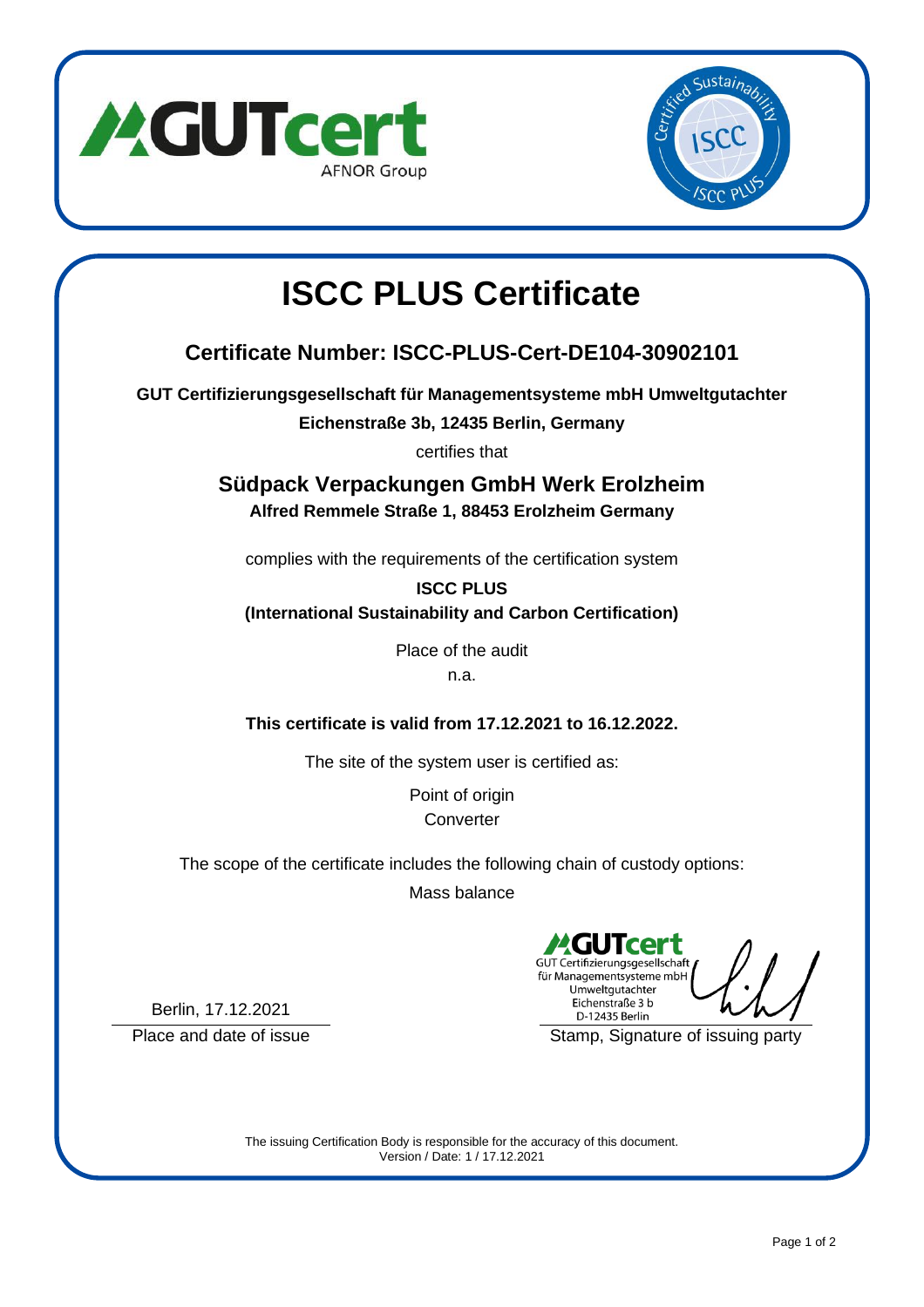# ISCC PLUS Certificate

## Certificate Number: ISCC-PLUS-Cert-DE104-30902101

**GUT Certifizierungsgesellschaft für Managementsysteme mbH Umweltgutachter**

**Eichenstraße 3b, 12435 Berlin, Germany**

certifies that

## Südpack Verpackungen GmbH Werk Erolzheim

**Alfred Remmele Straße 1, 88453 Erolzheim Germany**

complies with the requirements of the certification system

**ISCC PLUS**
**(International Sustainability and Carbon Certification)**

Place of the audit

n.a.

**This certificate is valid from 17.12.2021 to 16.12.2022.**

The site of the system user is certified as:

Point of origin
Converter

The scope of the certificate includes the following chain of custody options:

Mass balance

GUTcert
GUT Certifizierungsgesellschaft für Managementsysteme mbH
Umweltgutachter
Eichenstraße 3 b
D-12435 Berlin

Berlin, 17.12.2021

Place and date of issue

Stamp, Signature of issuing party

The issuing Certification Body is responsible for the accuracy of this document.
Version / Date: 1 / 17.12.2021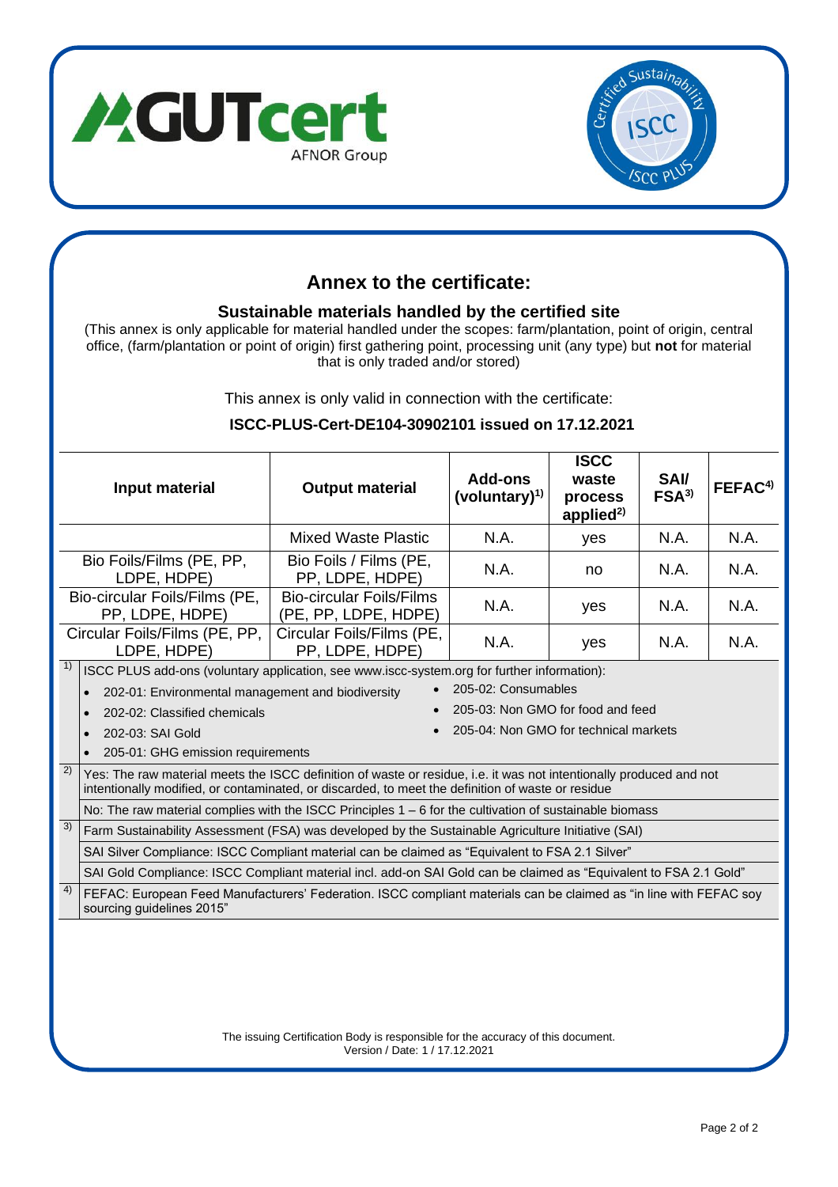## Annex to the certificate:

### Sustainable materials handled by the certified site

(This annex is only applicable for material handled under the scopes: farm/plantation, point of origin, central office, (farm/plantation or point of origin) first gathering point, processing unit (any type) but **not** for material that is only traded and/or stored)

This annex is only valid in connection with the certificate:

**ISCC-PLUS-Cert-DE104-30902101 issued on 17.12.2021**

| Input material | Output material | Add-ons (voluntary)[1] | ISCC waste process applied[2] | SAI/ FSA[3] | FEFAC[4] |
|---|---|---|---|---|---|
| | Mixed Waste Plastic | N.A. | yes | N.A. | N.A. |
| Bio Foils/Films (PE, PP, LDPE, HDPE) | Bio Foils / Films (PE, PP, LDPE, HDPE) | N.A. | no | N.A. | N.A. |
| Bio-circular Foils/Films (PE, PP, LDPE, HDPE) | Bio-circular Foils/Films (PE, PP, LDPE, HDPE) | N.A. | yes | N.A. | N.A. |
| Circular Foils/Films (PE, PP, LDPE, HDPE) | Circular Foils/Films (PE, PP, LDPE, HDPE) | N.A. | yes | N.A. | N.A. |

1) ISCC PLUS add-ons (voluntary application, see www.iscc-system.org for further information):

- 202-01: Environmental management and biodiversity
- 202-02: Classified chemicals
- 202-03: SAI Gold
- 205-01: GHG emission requirements
- 205-02: Consumables
- 205-03: Non GMO for food and feed
- 205-04: Non GMO for technical markets

2) Yes: The raw material meets the ISCC definition of waste or residue, i.e. it was not intentionally produced and not intentionally modified, or contaminated, or discarded, to meet the definition of waste or residue

No: The raw material complies with the ISCC Principles 1 – 6 for the cultivation of sustainable biomass

3) Farm Sustainability Assessment (FSA) was developed by the Sustainable Agriculture Initiative (SAI)

SAI Silver Compliance: ISCC Compliant material can be claimed as "Equivalent to FSA 2.1 Silver"

SAI Gold Compliance: ISCC Compliant material incl. add-on SAI Gold can be claimed as "Equivalent to FSA 2.1 Gold"

4) FEFAC: European Feed Manufacturers' Federation. ISCC compliant materials can be claimed as "in line with FEFAC soy sourcing guidelines 2015"

The issuing Certification Body is responsible for the accuracy of this document.
Version / Date: 1 / 17.12.2021